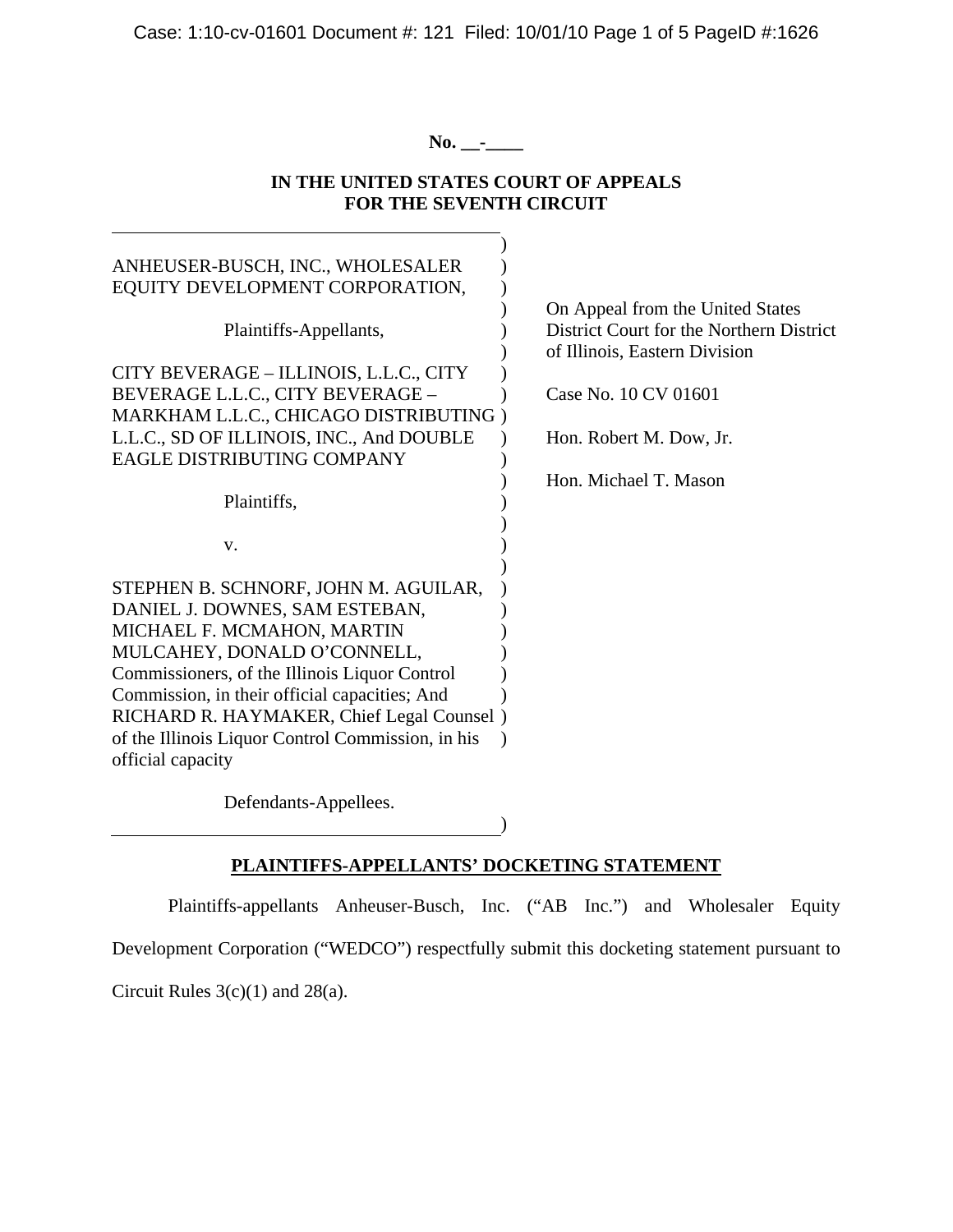**No. __-____**

**IN THE UNITED STATES COURT OF APPEALS FOR THE SEVENTH CIRCUIT**

ANHEUSER-BUSCH, INC., WHOLESALER EQUITY DEVELOPMENT CORPORATION,

Plaintiffs-Appellants,

CITY BEVERAGE – ILLINOIS, L.L.C., CITY BEVERAGE L.L.C., CITY BEVERAGE – MARKHAM L.L.C., CHICAGO DISTRIBUTING L.L.C., SD OF ILLINOIS, INC., And DOUBLE EAGLE DISTRIBUTING COMPANY

Plaintiffs,

v.

STEPHEN B. SCHNORF, JOHN M. AGUILAR, DANIEL J. DOWNES, SAM ESTEBAN, MICHAEL F. MCMAHON, MARTIN MULCAHEY, DONALD O'CONNELL, Commissioners, of the Illinois Liquor Control Commission, in their official capacities; And RICHARD R. HAYMAKER, Chief Legal Counsel of the Illinois Liquor Control Commission, in his official capacity

Defendants-Appellees.

On Appeal from the United States District Court for the Northern District of Illinois, Eastern Division

Case No. 10 CV 01601

Hon. Robert M. Dow, Jr.

Hon. Michael T. Mason

**PLAINTIFFS-APPELLANTS' DOCKETING STATEMENT**

Plaintiffs-appellants Anheuser-Busch, Inc. ("AB Inc.") and Wholesaler Equity Development Corporation ("WEDCO") respectfully submit this docketing statement pursuant to Circuit Rules 3(c)(1) and 28(a).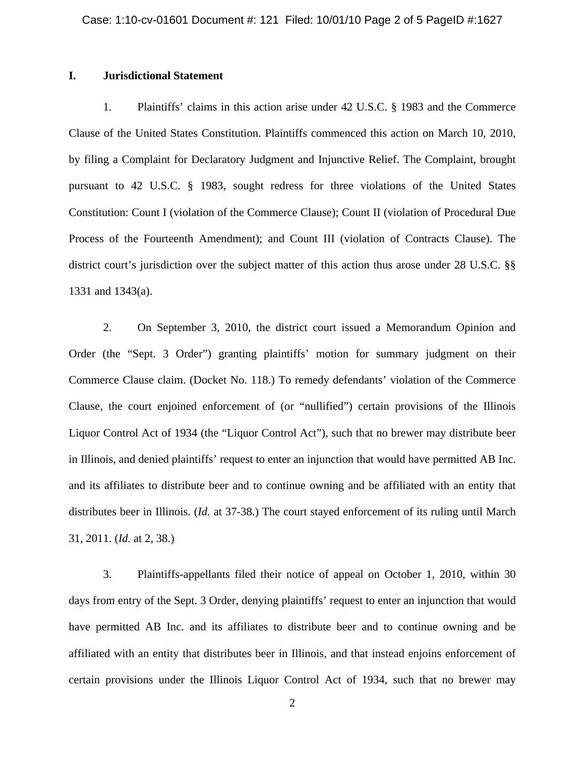## I. Jurisdictional Statement

1. Plaintiffs' claims in this action arise under 42 U.S.C. § 1983 and the Commerce Clause of the United States Constitution. Plaintiffs commenced this action on March 10, 2010, by filing a Complaint for Declaratory Judgment and Injunctive Relief. The Complaint, brought pursuant to 42 U.S.C. § 1983, sought redress for three violations of the United States Constitution: Count I (violation of the Commerce Clause); Count II (violation of Procedural Due Process of the Fourteenth Amendment); and Count III (violation of Contracts Clause). The district court's jurisdiction over the subject matter of this action thus arose under 28 U.S.C. §§ 1331 and 1343(a).

2. On September 3, 2010, the district court issued a Memorandum Opinion and Order (the "Sept. 3 Order") granting plaintiffs' motion for summary judgment on their Commerce Clause claim. (Docket No. 118.) To remedy defendants' violation of the Commerce Clause, the court enjoined enforcement of (or "nullified") certain provisions of the Illinois Liquor Control Act of 1934 (the "Liquor Control Act"), such that no brewer may distribute beer in Illinois, and denied plaintiffs' request to enter an injunction that would have permitted AB Inc. and its affiliates to distribute beer and to continue owning and be affiliated with an entity that distributes beer in Illinois. (*Id.* at 37-38.) The court stayed enforcement of its ruling until March 31, 2011. (*Id.* at 2, 38.)

3. Plaintiffs-appellants filed their notice of appeal on October 1, 2010, within 30 days from entry of the Sept. 3 Order, denying plaintiffs' request to enter an injunction that would have permitted AB Inc. and its affiliates to distribute beer and to continue owning and be affiliated with an entity that distributes beer in Illinois, and that instead enjoins enforcement of certain provisions under the Illinois Liquor Control Act of 1934, such that no brewer may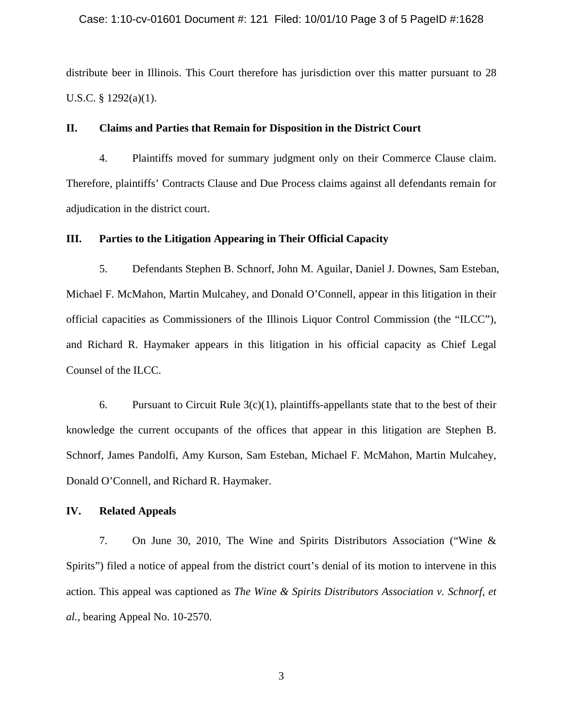distribute beer in Illinois. This Court therefore has jurisdiction over this matter pursuant to 28 U.S.C. § 1292(a)(1).

## II. Claims and Parties that Remain for Disposition in the District Court

4. Plaintiffs moved for summary judgment only on their Commerce Clause claim. Therefore, plaintiffs' Contracts Clause and Due Process claims against all defendants remain for adjudication in the district court.

## III. Parties to the Litigation Appearing in Their Official Capacity

5. Defendants Stephen B. Schnorf, John M. Aguilar, Daniel J. Downes, Sam Esteban, Michael F. McMahon, Martin Mulcahey, and Donald O'Connell, appear in this litigation in their official capacities as Commissioners of the Illinois Liquor Control Commission (the "ILCC"), and Richard R. Haymaker appears in this litigation in his official capacity as Chief Legal Counsel of the ILCC.

6. Pursuant to Circuit Rule 3(c)(1), plaintiffs-appellants state that to the best of their knowledge the current occupants of the offices that appear in this litigation are Stephen B. Schnorf, James Pandolfi, Amy Kurson, Sam Esteban, Michael F. McMahon, Martin Mulcahey, Donald O'Connell, and Richard R. Haymaker.

## IV. Related Appeals

7. On June 30, 2010, The Wine and Spirits Distributors Association ("Wine & Spirits") filed a notice of appeal from the district court's denial of its motion to intervene in this action. This appeal was captioned as *The Wine & Spirits Distributors Association v. Schnorf, et al.*, bearing Appeal No. 10-2570.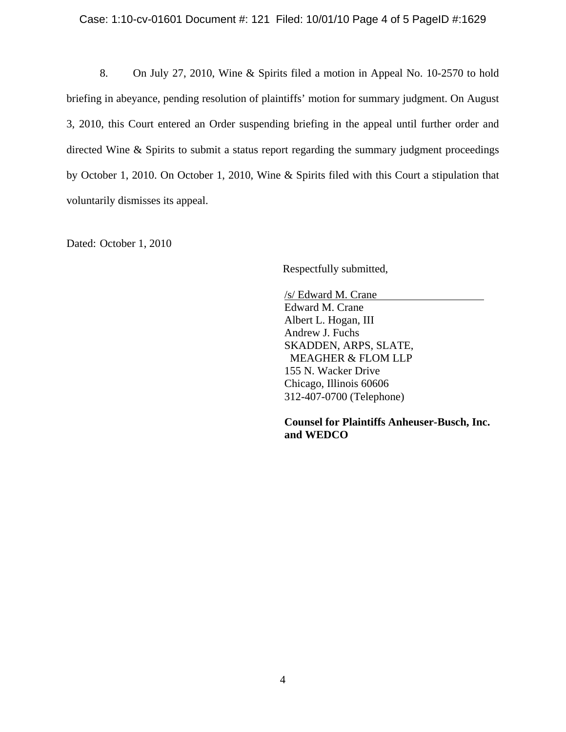8. On July 27, 2010, Wine & Spirits filed a motion in Appeal No. 10-2570 to hold briefing in abeyance, pending resolution of plaintiffs' motion for summary judgment. On August 3, 2010, this Court entered an Order suspending briefing in the appeal until further order and directed Wine & Spirits to submit a status report regarding the summary judgment proceedings by October 1, 2010. On October 1, 2010, Wine & Spirits filed with this Court a stipulation that voluntarily dismisses its appeal.

Dated: October 1, 2010

Respectfully submitted,

/s/ Edward M. Crane
Edward M. Crane
Albert L. Hogan, III
Andrew J. Fuchs
SKADDEN, ARPS, SLATE,
MEAGHER & FLOM LLP
155 N. Wacker Drive
Chicago, Illinois 60606
312-407-0700 (Telephone)

**Counsel for Plaintiffs Anheuser-Busch, Inc. and WEDCO**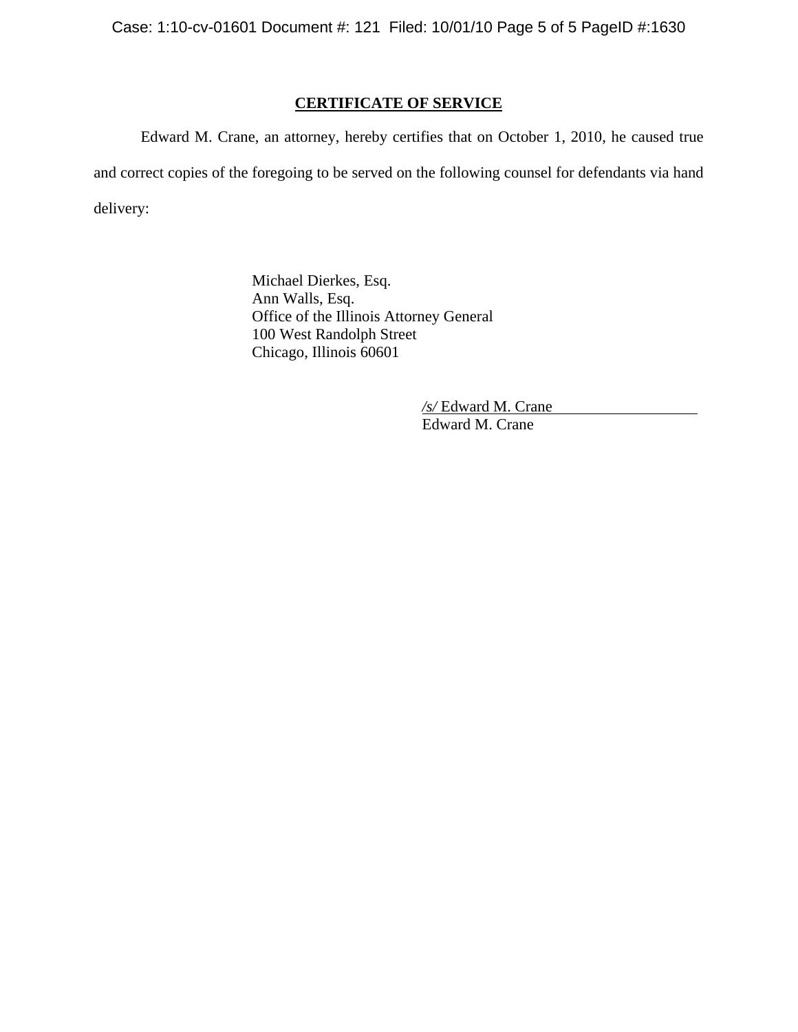## CERTIFICATE OF SERVICE

Edward M. Crane, an attorney, hereby certifies that on October 1, 2010, he caused true and correct copies of the foregoing to be served on the following counsel for defendants via hand delivery:

Michael Dierkes, Esq.
Ann Walls, Esq.
Office of the Illinois Attorney General
100 West Randolph Street
Chicago, Illinois 60601

*/s/* Edward M. Crane
Edward M. Crane